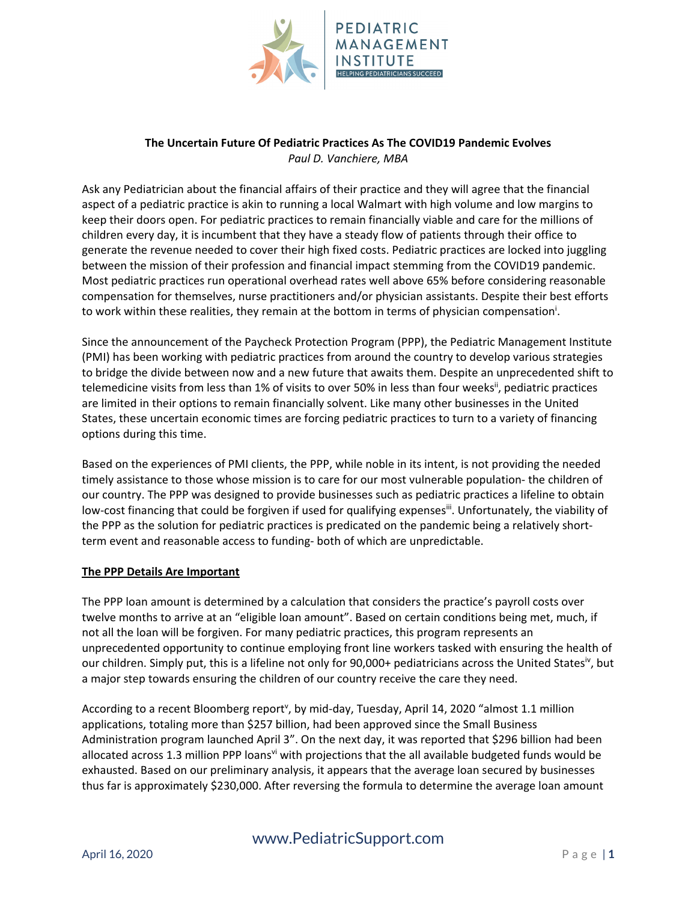**The Uncertain Future Of Pediatric Practices As The COVID19 Pandemic Evolves**

*Paul D. Vanchiere, MBA*

Ask any Pediatrician about the financial affairs of their practice and they will agree that the financial aspect of a pediatric practice is akin to running a local Walmart with high volume and low margins to keep their doors open. For pediatric practices to remain financially viable and care for the millions of children every day, it is incumbent that they have a steady flow of patients through their office to generate the revenue needed to cover their high fixed costs. Pediatric practices are locked into juggling between the mission of their profession and financial impact stemming from the COVID19 pandemic. Most pediatric practices run operational overhead rates well above 65% before considering reasonable compensation for themselves, nurse practitioners and/or physician assistants. Despite their best efforts to work within these realities, they remain at the bottom in terms of physician compensation[i].

Since the announcement of the Paycheck Protection Program (PPP), the Pediatric Management Institute (PMI) has been working with pediatric practices from around the country to develop various strategies to bridge the divide between now and a new future that awaits them. Despite an unprecedented shift to telemedicine visits from less than 1% of visits to over 50% in less than four weeks[ii], pediatric practices are limited in their options to remain financially solvent. Like many other businesses in the United States, these uncertain economic times are forcing pediatric practices to turn to a variety of financing options during this time.

Based on the experiences of PMI clients, the PPP, while noble in its intent, is not providing the needed timely assistance to those whose mission is to care for our most vulnerable population- the children of our country. The PPP was designed to provide businesses such as pediatric practices a lifeline to obtain low-cost financing that could be forgiven if used for qualifying expenses[iii]. Unfortunately, the viability of the PPP as the solution for pediatric practices is predicated on the pandemic being a relatively short-term event and reasonable access to funding- both of which are unpredictable.

## The PPP Details Are Important

The PPP loan amount is determined by a calculation that considers the practice's payroll costs over twelve months to arrive at an "eligible loan amount". Based on certain conditions being met, much, if not all the loan will be forgiven. For many pediatric practices, this program represents an unprecedented opportunity to continue employing front line workers tasked with ensuring the health of our children. Simply put, this is a lifeline not only for 90,000+ pediatricians across the United States[iv], but a major step towards ensuring the children of our country receive the care they need.

According to a recent Bloomberg report[v], by mid-day, Tuesday, April 14, 2020 "almost 1.1 million applications, totaling more than $257 billion, had been approved since the Small Business Administration program launched April 3". On the next day, it was reported that $296 billion had been allocated across 1.3 million PPP loans[vi] with projections that the all available budgeted funds would be exhausted. Based on our preliminary analysis, it appears that the average loan secured by businesses thus far is approximately $230,000. After reversing the formula to determine the average loan amount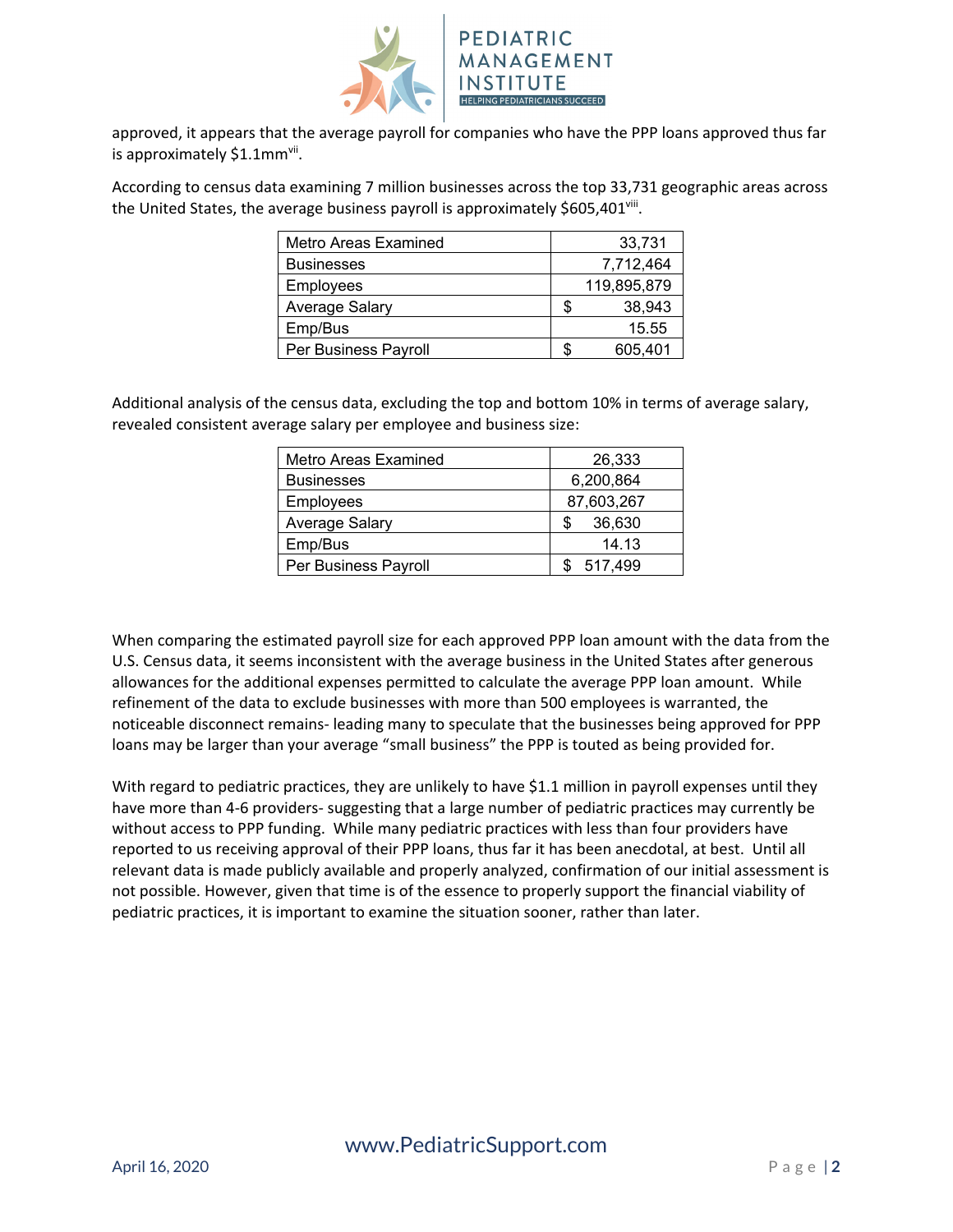approved, it appears that the average payroll for companies who have the PPP loans approved thus far is approximately $1.1mm[vii].

According to census data examining 7 million businesses across the top 33,731 geographic areas across the United States, the average business payroll is approximately $605,401[viii].

| Metro Areas Examined | 33,731 |
|---|---|
| Businesses | 7,712,464 |
| Employees | 119,895,879 |
| Average Salary | $ 38,943 |
| Emp/Bus | 15.55 |
| Per Business Payroll | $ 605,401 |

Additional analysis of the census data, excluding the top and bottom 10% in terms of average salary, revealed consistent average salary per employee and business size:

| Metro Areas Examined | 26,333 |
|---|---|
| Businesses | 6,200,864 |
| Employees | 87,603,267 |
| Average Salary | $ 36,630 |
| Emp/Bus | 14.13 |
| Per Business Payroll | $ 517,499 |

When comparing the estimated payroll size for each approved PPP loan amount with the data from the U.S. Census data, it seems inconsistent with the average business in the United States after generous allowances for the additional expenses permitted to calculate the average PPP loan amount. While refinement of the data to exclude businesses with more than 500 employees is warranted, the noticeable disconnect remains- leading many to speculate that the businesses being approved for PPP loans may be larger than your average "small business" the PPP is touted as being provided for.

With regard to pediatric practices, they are unlikely to have $1.1 million in payroll expenses until they have more than 4-6 providers- suggesting that a large number of pediatric practices may currently be without access to PPP funding. While many pediatric practices with less than four providers have reported to us receiving approval of their PPP loans, thus far it has been anecdotal, at best. Until all relevant data is made publicly available and properly analyzed, confirmation of our initial assessment is not possible. However, given that time is of the essence to properly support the financial viability of pediatric practices, it is important to examine the situation sooner, rather than later.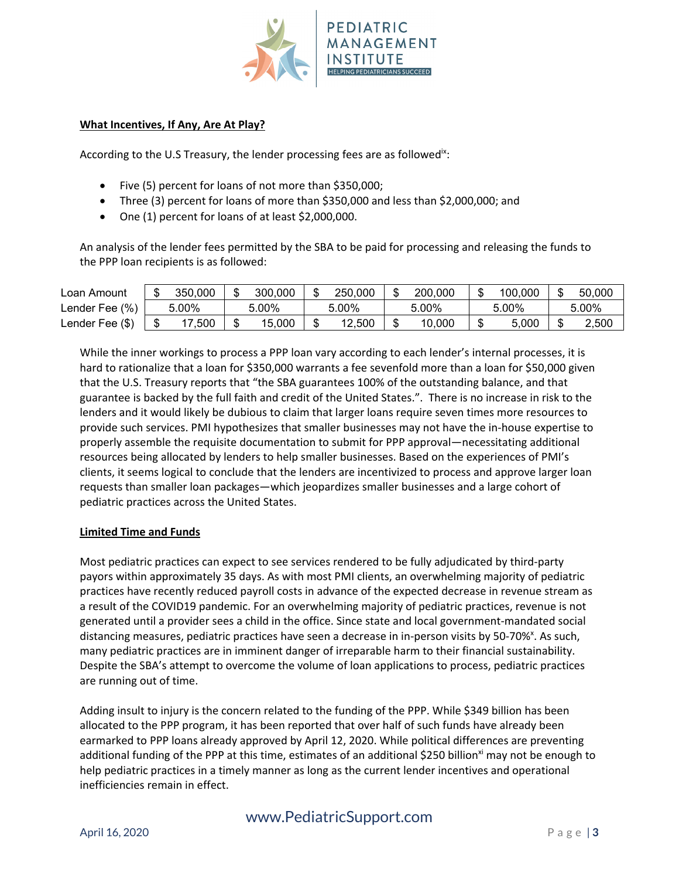**What Incentives, If Any, Are At Play?**

According to the U.S Treasury, the lender processing fees are as followed[ix]:

- Five (5) percent for loans of not more than $350,000;
- Three (3) percent for loans of more than $350,000 and less than $2,000,000; and
- One (1) percent for loans of at least $2,000,000.

An analysis of the lender fees permitted by the SBA to be paid for processing and releasing the funds to the PPP loan recipients is as followed:

| Loan Amount | $ 350,000 | $ 300,000 | $ 250,000 | $ 200,000 | $ 100,000 | $ 50,000 |
|---|---|---|---|---|---|---|
| Lender Fee (%) | 5.00% | 5.00% | 5.00% | 5.00% | 5.00% | 5.00% |
| Lender Fee ($) | $ 17,500 | $ 15,000 | $ 12,500 | $ 10,000 | $ 5,000 | $ 2,500 |

While the inner workings to process a PPP loan vary according to each lender's internal processes, it is hard to rationalize that a loan for $350,000 warrants a fee sevenfold more than a loan for $50,000 given that the U.S. Treasury reports that "the SBA guarantees 100% of the outstanding balance, and that guarantee is backed by the full faith and credit of the United States.". There is no increase in risk to the lenders and it would likely be dubious to claim that larger loans require seven times more resources to provide such services. PMI hypothesizes that smaller businesses may not have the in-house expertise to properly assemble the requisite documentation to submit for PPP approval—necessitating additional resources being allocated by lenders to help smaller businesses. Based on the experiences of PMI's clients, it seems logical to conclude that the lenders are incentivized to process and approve larger loan requests than smaller loan packages—which jeopardizes smaller businesses and a large cohort of pediatric practices across the United States.

**Limited Time and Funds**

Most pediatric practices can expect to see services rendered to be fully adjudicated by third-party payors within approximately 35 days. As with most PMI clients, an overwhelming majority of pediatric practices have recently reduced payroll costs in advance of the expected decrease in revenue stream as a result of the COVID19 pandemic. For an overwhelming majority of pediatric practices, revenue is not generated until a provider sees a child in the office. Since state and local government-mandated social distancing measures, pediatric practices have seen a decrease in in-person visits by 50-70%[x]. As such, many pediatric practices are in imminent danger of irreparable harm to their financial sustainability. Despite the SBA's attempt to overcome the volume of loan applications to process, pediatric practices are running out of time.

Adding insult to injury is the concern related to the funding of the PPP. While $349 billion has been allocated to the PPP program, it has been reported that over half of such funds have already been earmarked to PPP loans already approved by April 12, 2020. While political differences are preventing additional funding of the PPP at this time, estimates of an additional $250 billion[xi] may not be enough to help pediatric practices in a timely manner as long as the current lender incentives and operational inefficiencies remain in effect.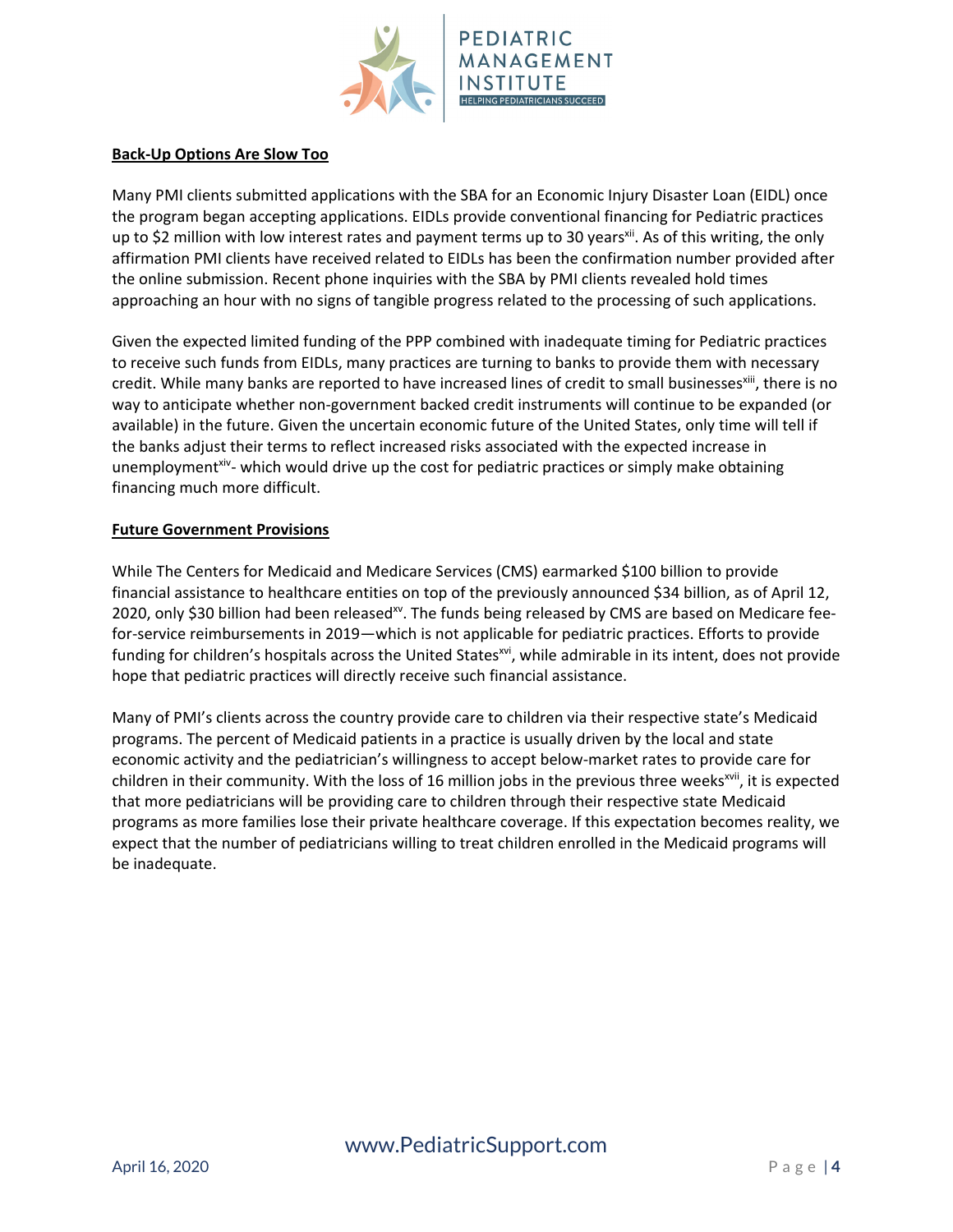**Back-Up Options Are Slow Too**

Many PMI clients submitted applications with the SBA for an Economic Injury Disaster Loan (EIDL) once the program began accepting applications. EIDLs provide conventional financing for Pediatric practices up to $2 million with low interest rates and payment terms up to 30 years[xii]. As of this writing, the only affirmation PMI clients have received related to EIDLs has been the confirmation number provided after the online submission. Recent phone inquiries with the SBA by PMI clients revealed hold times approaching an hour with no signs of tangible progress related to the processing of such applications.

Given the expected limited funding of the PPP combined with inadequate timing for Pediatric practices to receive such funds from EIDLs, many practices are turning to banks to provide them with necessary credit. While many banks are reported to have increased lines of credit to small businesses[xiii], there is no way to anticipate whether non-government backed credit instruments will continue to be expanded (or available) in the future. Given the uncertain economic future of the United States, only time will tell if the banks adjust their terms to reflect increased risks associated with the expected increase in unemployment[xiv]- which would drive up the cost for pediatric practices or simply make obtaining financing much more difficult.

**Future Government Provisions**

While The Centers for Medicaid and Medicare Services (CMS) earmarked $100 billion to provide financial assistance to healthcare entities on top of the previously announced $34 billion, as of April 12, 2020, only $30 billion had been released[xv]. The funds being released by CMS are based on Medicare fee-for-service reimbursements in 2019—which is not applicable for pediatric practices. Efforts to provide funding for children's hospitals across the United States[xvi], while admirable in its intent, does not provide hope that pediatric practices will directly receive such financial assistance.

Many of PMI's clients across the country provide care to children via their respective state's Medicaid programs. The percent of Medicaid patients in a practice is usually driven by the local and state economic activity and the pediatrician's willingness to accept below-market rates to provide care for children in their community. With the loss of 16 million jobs in the previous three weeks[xvii], it is expected that more pediatricians will be providing care to children through their respective state Medicaid programs as more families lose their private healthcare coverage. If this expectation becomes reality, we expect that the number of pediatricians willing to treat children enrolled in the Medicaid programs will be inadequate.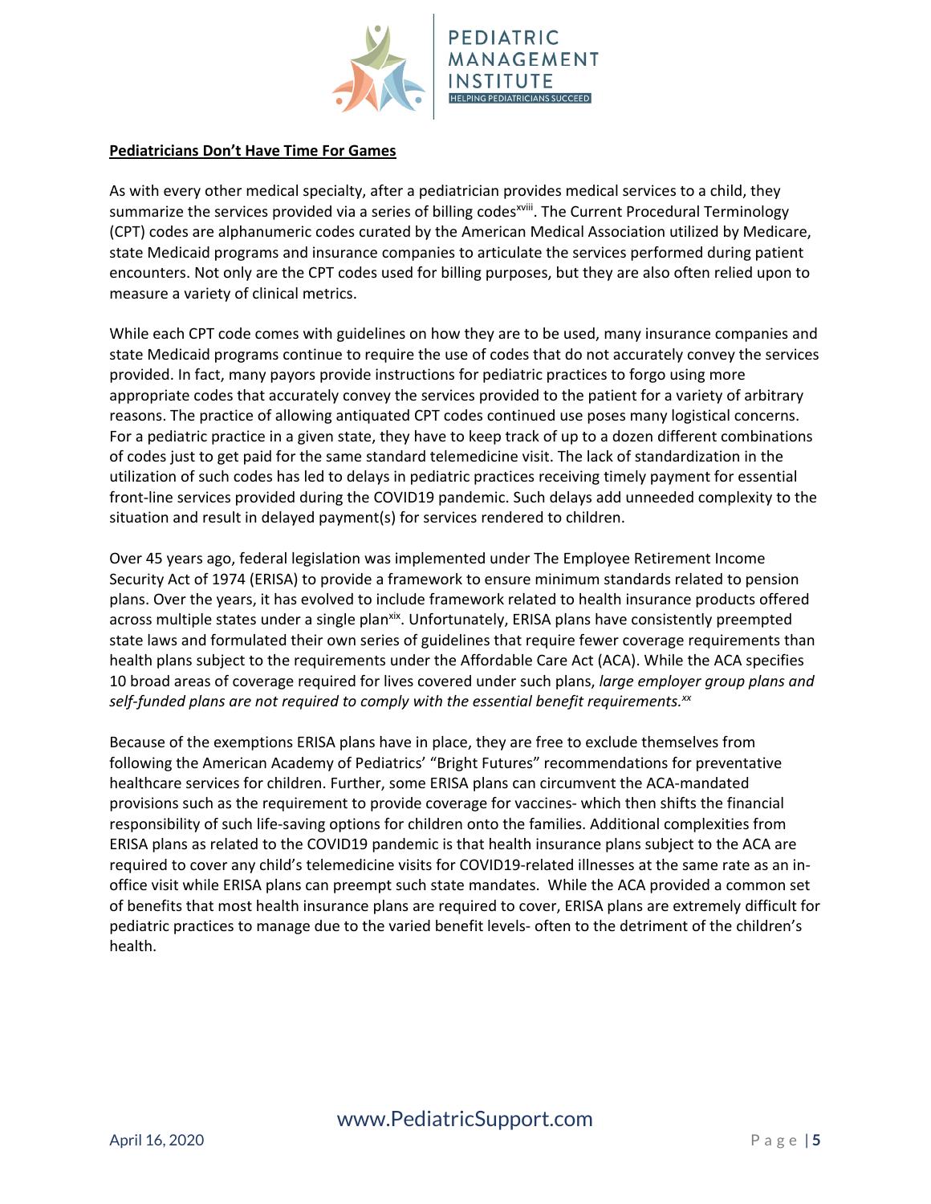**Pediatricians Don't Have Time For Games**

As with every other medical specialty, after a pediatrician provides medical services to a child, they summarize the services provided via a series of billing codes[xviii]. The Current Procedural Terminology (CPT) codes are alphanumeric codes curated by the American Medical Association utilized by Medicare, state Medicaid programs and insurance companies to articulate the services performed during patient encounters. Not only are the CPT codes used for billing purposes, but they are also often relied upon to measure a variety of clinical metrics.

While each CPT code comes with guidelines on how they are to be used, many insurance companies and state Medicaid programs continue to require the use of codes that do not accurately convey the services provided. In fact, many payors provide instructions for pediatric practices to forgo using more appropriate codes that accurately convey the services provided to the patient for a variety of arbitrary reasons. The practice of allowing antiquated CPT codes continued use poses many logistical concerns. For a pediatric practice in a given state, they have to keep track of up to a dozen different combinations of codes just to get paid for the same standard telemedicine visit. The lack of standardization in the utilization of such codes has led to delays in pediatric practices receiving timely payment for essential front-line services provided during the COVID19 pandemic. Such delays add unneeded complexity to the situation and result in delayed payment(s) for services rendered to children.

Over 45 years ago, federal legislation was implemented under The Employee Retirement Income Security Act of 1974 (ERISA) to provide a framework to ensure minimum standards related to pension plans. Over the years, it has evolved to include framework related to health insurance products offered across multiple states under a single plan[xix]. Unfortunately, ERISA plans have consistently preempted state laws and formulated their own series of guidelines that require fewer coverage requirements than health plans subject to the requirements under the Affordable Care Act (ACA). While the ACA specifies 10 broad areas of coverage required for lives covered under such plans, *large employer group plans and self-funded plans are not required to comply with the essential benefit requirements.*[xx]

Because of the exemptions ERISA plans have in place, they are free to exclude themselves from following the American Academy of Pediatrics' "Bright Futures" recommendations for preventative healthcare services for children. Further, some ERISA plans can circumvent the ACA-mandated provisions such as the requirement to provide coverage for vaccines- which then shifts the financial responsibility of such life-saving options for children onto the families. Additional complexities from ERISA plans as related to the COVID19 pandemic is that health insurance plans subject to the ACA are required to cover any child's telemedicine visits for COVID19-related illnesses at the same rate as an in-office visit while ERISA plans can preempt such state mandates. While the ACA provided a common set of benefits that most health insurance plans are required to cover, ERISA plans are extremely difficult for pediatric practices to manage due to the varied benefit levels- often to the detriment of the children's health.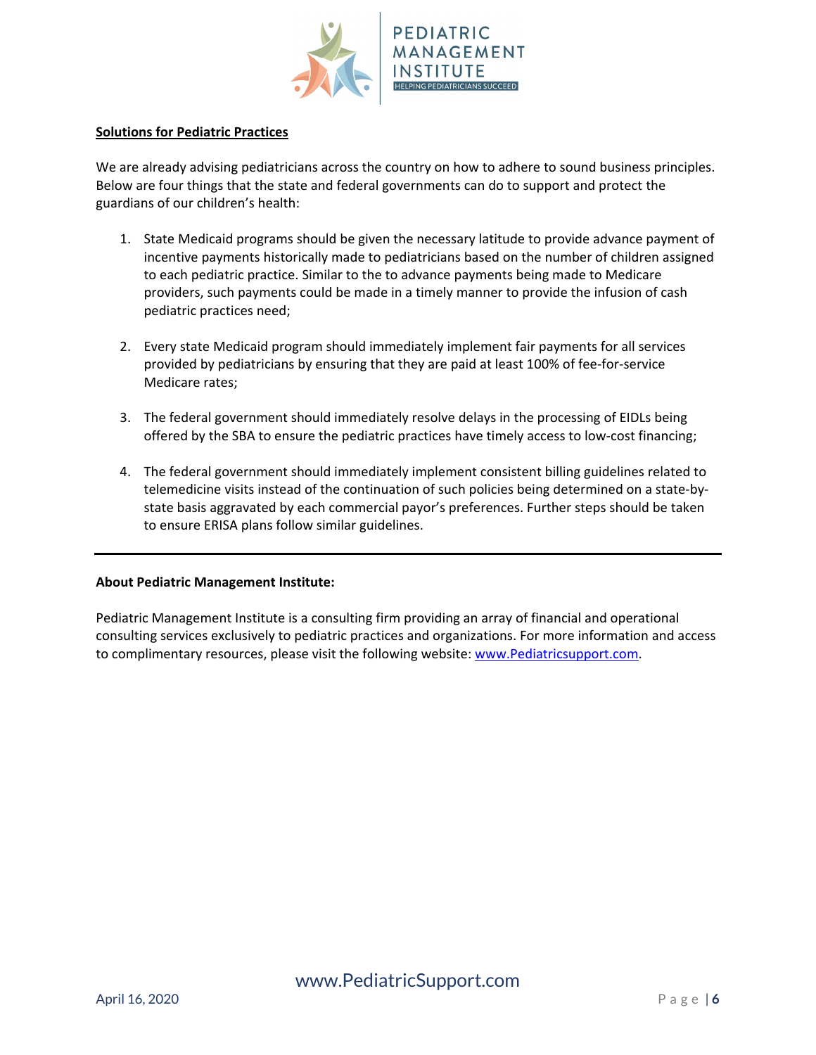**Solutions for Pediatric Practices**

We are already advising pediatricians across the country on how to adhere to sound business principles. Below are four things that the state and federal governments can do to support and protect the guardians of our children's health:

1. State Medicaid programs should be given the necessary latitude to provide advance payment of incentive payments historically made to pediatricians based on the number of children assigned to each pediatric practice. Similar to the to advance payments being made to Medicare providers, such payments could be made in a timely manner to provide the infusion of cash pediatric practices need;

2. Every state Medicaid program should immediately implement fair payments for all services provided by pediatricians by ensuring that they are paid at least 100% of fee-for-service Medicare rates;

3. The federal government should immediately resolve delays in the processing of EIDLs being offered by the SBA to ensure the pediatric practices have timely access to low-cost financing;

4. The federal government should immediately implement consistent billing guidelines related to telemedicine visits instead of the continuation of such policies being determined on a state-by-state basis aggravated by each commercial payor's preferences. Further steps should be taken to ensure ERISA plans follow similar guidelines.

---

**About Pediatric Management Institute:**

Pediatric Management Institute is a consulting firm providing an array of financial and operational consulting services exclusively to pediatric practices and organizations. For more information and access to complimentary resources, please visit the following website: [www.Pediatricsupport.com](http://www.Pediatricsupport.com).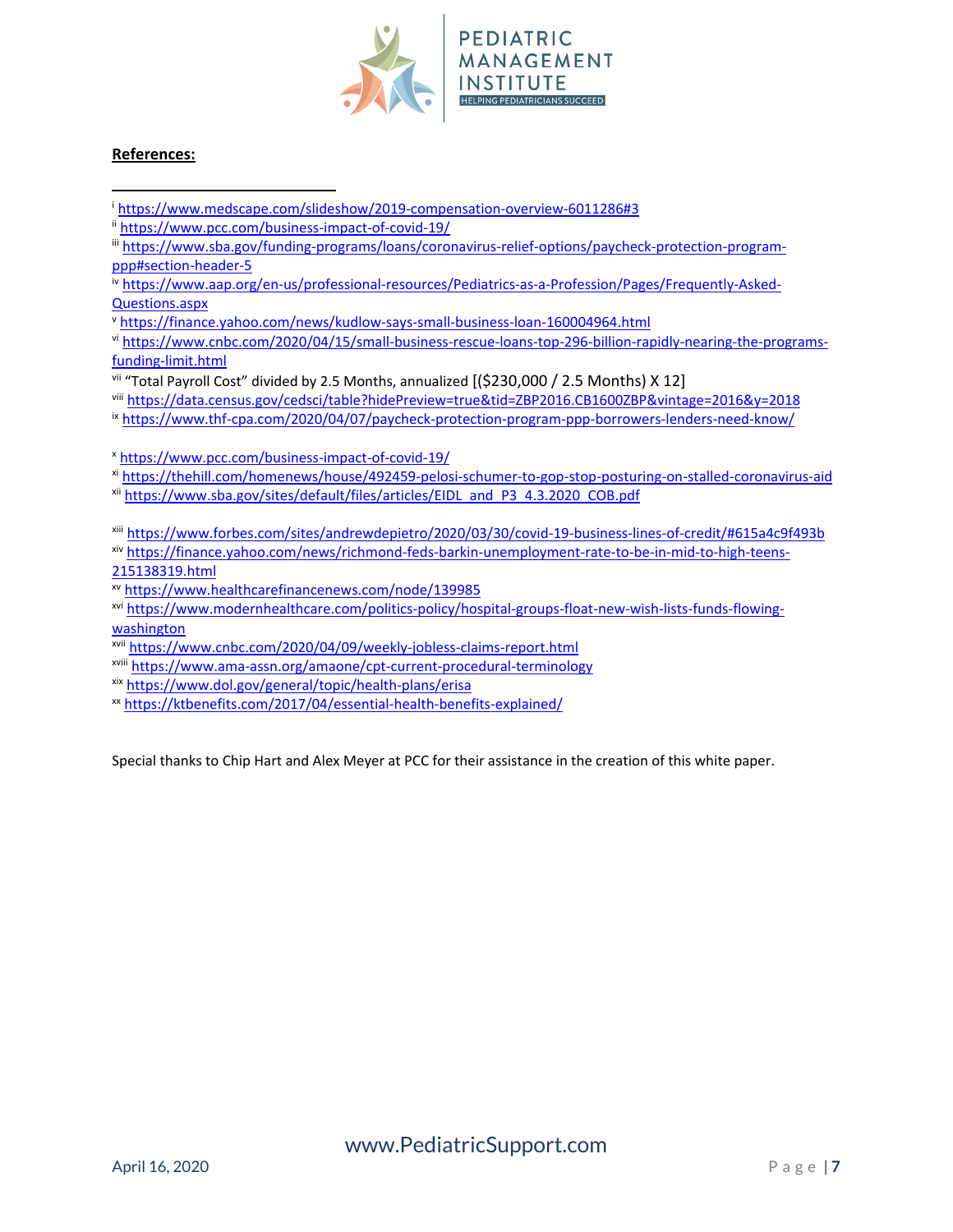**References:**

[i] https://www.medscape.com/slideshow/2019-compensation-overview-6011286#3

[ii] https://www.pcc.com/business-impact-of-covid-19/

[iii] https://www.sba.gov/funding-programs/loans/coronavirus-relief-options/paycheck-protection-program-ppp#section-header-5

[iv] https://www.aap.org/en-us/professional-resources/Pediatrics-as-a-Profession/Pages/Frequently-Asked-Questions.aspx

[v] https://finance.yahoo.com/news/kudlow-says-small-business-loan-160004964.html

[vi] https://www.cnbc.com/2020/04/15/small-business-rescue-loans-top-296-billion-rapidly-nearing-the-programs-funding-limit.html

[vii] "Total Payroll Cost" divided by 2.5 Months, annualized [($230,000 / 2.5 Months) X 12]

[viii] https://data.census.gov/cedsci/table?hidePreview=true&tid=ZBP2016.CB1600ZBP&vintage=2016&y=2018

[ix] https://www.thf-cpa.com/2020/04/07/paycheck-protection-program-ppp-borrowers-lenders-need-know/

[x] https://www.pcc.com/business-impact-of-covid-19/

[xi] https://thehill.com/homenews/house/492459-pelosi-schumer-to-gop-stop-posturing-on-stalled-coronavirus-aid

[xii] https://www.sba.gov/sites/default/files/articles/EIDL_and_P3_4.3.2020_COB.pdf

[xiii] https://www.forbes.com/sites/andrewdepietro/2020/03/30/covid-19-business-lines-of-credit/#615a4c9f493b

[xiv] https://finance.yahoo.com/news/richmond-feds-barkin-unemployment-rate-to-be-in-mid-to-high-teens-215138319.html

[xv] https://www.healthcarefinancenews.com/node/139985

[xvi] https://www.modernhealthcare.com/politics-policy/hospital-groups-float-new-wish-lists-funds-flowing-washington

[xvii] https://www.cnbc.com/2020/04/09/weekly-jobless-claims-report.html

[xviii] https://www.ama-assn.org/amaone/cpt-current-procedural-terminology

[xix] https://www.dol.gov/general/topic/health-plans/erisa

[xx] https://ktbenefits.com/2017/04/essential-health-benefits-explained/

Special thanks to Chip Hart and Alex Meyer at PCC for their assistance in the creation of this white paper.